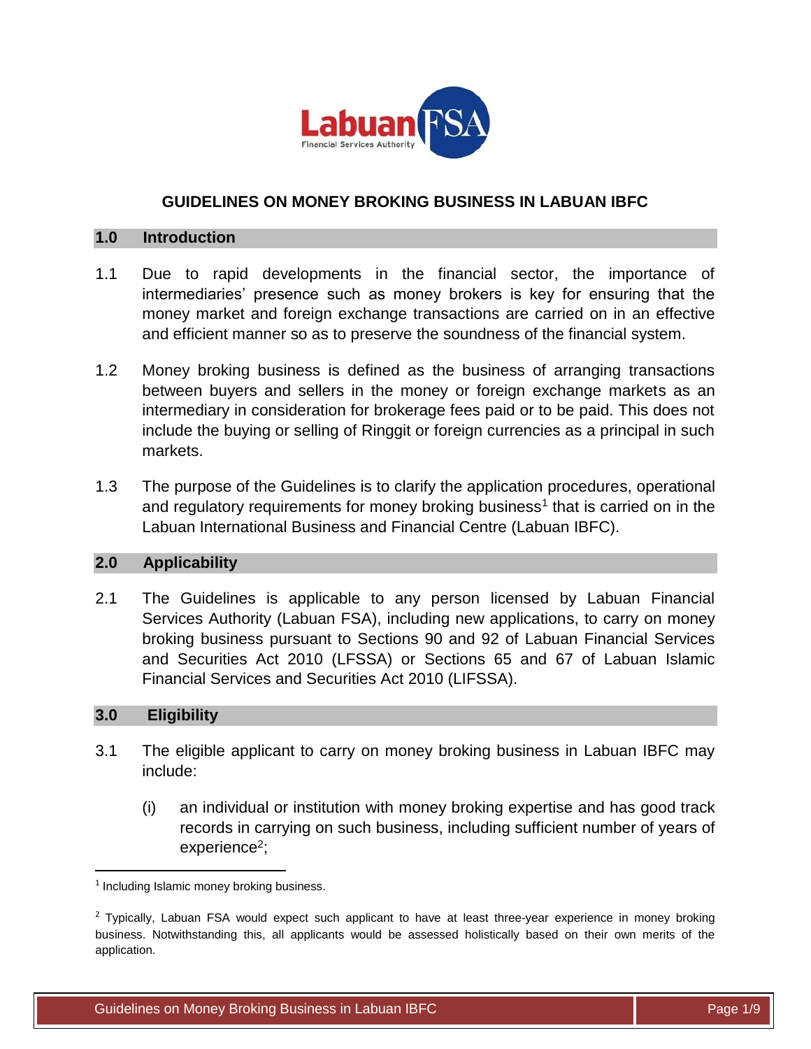# GUIDELINES ON MONEY BROKING BUSINESS IN LABUAN IBFC

## 1.0 Introduction

1.1 Due to rapid developments in the financial sector, the importance of intermediaries' presence such as money brokers is key for ensuring that the money market and foreign exchange transactions are carried on in an effective and efficient manner so as to preserve the soundness of the financial system.

1.2 Money broking business is defined as the business of arranging transactions between buyers and sellers in the money or foreign exchange markets as an intermediary in consideration for brokerage fees paid or to be paid. This does not include the buying or selling of Ringgit or foreign currencies as a principal in such markets.

1.3 The purpose of the Guidelines is to clarify the application procedures, operational and regulatory requirements for money broking business[1] that is carried on in the Labuan International Business and Financial Centre (Labuan IBFC).

## 2.0 Applicability

2.1 The Guidelines is applicable to any person licensed by Labuan Financial Services Authority (Labuan FSA), including new applications, to carry on money broking business pursuant to Sections 90 and 92 of Labuan Financial Services and Securities Act 2010 (LFSSA) or Sections 65 and 67 of Labuan Islamic Financial Services and Securities Act 2010 (LIFSSA).

## 3.0 Eligibility

3.1 The eligible applicant to carry on money broking business in Labuan IBFC may include:

(i) an individual or institution with money broking expertise and has good track records in carrying on such business, including sufficient number of years of experience[2];

---

[1] Including Islamic money broking business.

[2] Typically, Labuan FSA would expect such applicant to have at least three-year experience in money broking business. Notwithstanding this, all applicants would be assessed holistically based on their own merits of the application.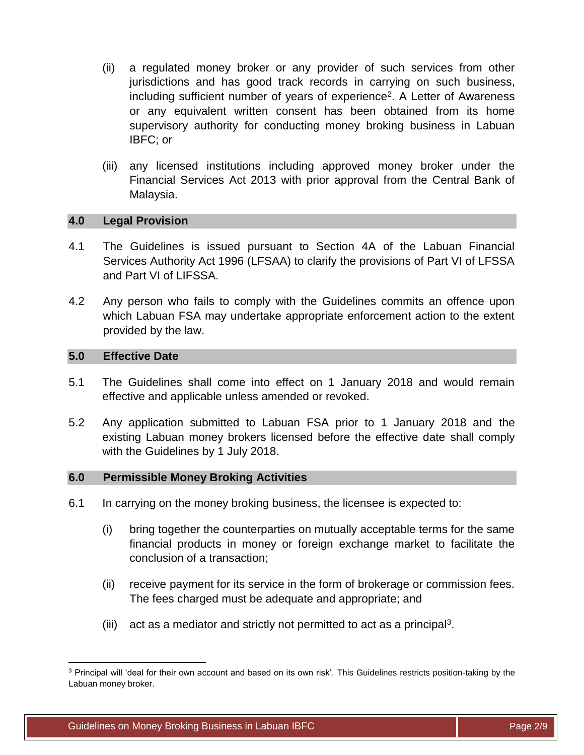(ii) a regulated money broker or any provider of such services from other jurisdictions and has good track records in carrying on such business, including sufficient number of years of experience[2]. A Letter of Awareness or any equivalent written consent has been obtained from its home supervisory authority for conducting money broking business in Labuan IBFC; or

(iii) any licensed institutions including approved money broker under the Financial Services Act 2013 with prior approval from the Central Bank of Malaysia.

## 4.0 Legal Provision

4.1 The Guidelines is issued pursuant to Section 4A of the Labuan Financial Services Authority Act 1996 (LFSAA) to clarify the provisions of Part VI of LFSSA and Part VI of LIFSSA.

4.2 Any person who fails to comply with the Guidelines commits an offence upon which Labuan FSA may undertake appropriate enforcement action to the extent provided by the law.

## 5.0 Effective Date

5.1 The Guidelines shall come into effect on 1 January 2018 and would remain effective and applicable unless amended or revoked.

5.2 Any application submitted to Labuan FSA prior to 1 January 2018 and the existing Labuan money brokers licensed before the effective date shall comply with the Guidelines by 1 July 2018.

## 6.0 Permissible Money Broking Activities

6.1 In carrying on the money broking business, the licensee is expected to:

(i) bring together the counterparties on mutually acceptable terms for the same financial products in money or foreign exchange market to facilitate the conclusion of a transaction;

(ii) receive payment for its service in the form of brokerage or commission fees. The fees charged must be adequate and appropriate; and

(iii) act as a mediator and strictly not permitted to act as a principal[3].

---

[3] Principal will 'deal for their own account and based on its own risk'. This Guidelines restricts position-taking by the Labuan money broker.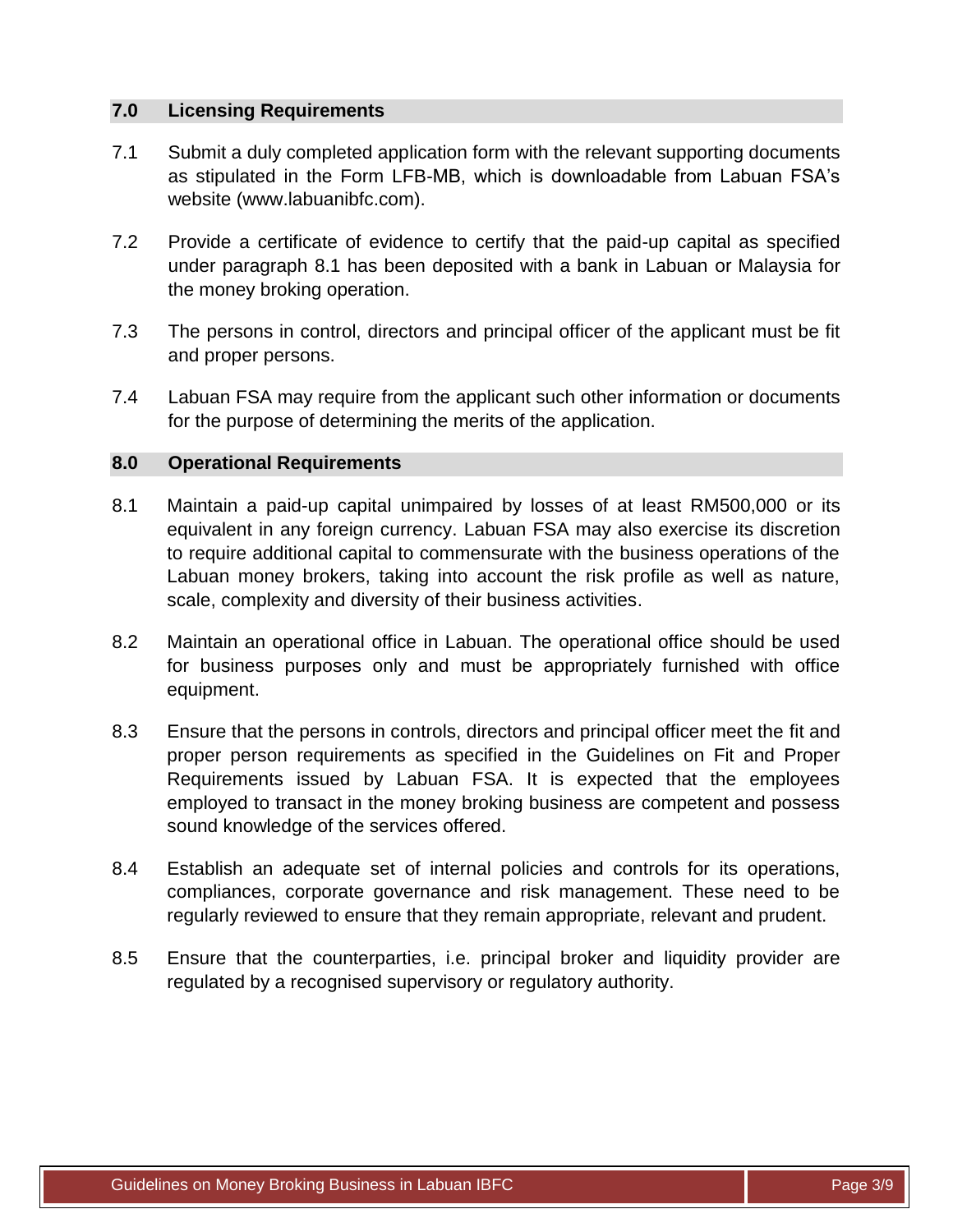## 7.0 Licensing Requirements

7.1 Submit a duly completed application form with the relevant supporting documents as stipulated in the Form LFB-MB, which is downloadable from Labuan FSA's website (www.labuanibfc.com).

7.2 Provide a certificate of evidence to certify that the paid-up capital as specified under paragraph 8.1 has been deposited with a bank in Labuan or Malaysia for the money broking operation.

7.3 The persons in control, directors and principal officer of the applicant must be fit and proper persons.

7.4 Labuan FSA may require from the applicant such other information or documents for the purpose of determining the merits of the application.

## 8.0 Operational Requirements

8.1 Maintain a paid-up capital unimpaired by losses of at least RM500,000 or its equivalent in any foreign currency. Labuan FSA may also exercise its discretion to require additional capital to commensurate with the business operations of the Labuan money brokers, taking into account the risk profile as well as nature, scale, complexity and diversity of their business activities.

8.2 Maintain an operational office in Labuan. The operational office should be used for business purposes only and must be appropriately furnished with office equipment.

8.3 Ensure that the persons in controls, directors and principal officer meet the fit and proper person requirements as specified in the Guidelines on Fit and Proper Requirements issued by Labuan FSA. It is expected that the employees employed to transact in the money broking business are competent and possess sound knowledge of the services offered.

8.4 Establish an adequate set of internal policies and controls for its operations, compliances, corporate governance and risk management. These need to be regularly reviewed to ensure that they remain appropriate, relevant and prudent.

8.5 Ensure that the counterparties, i.e. principal broker and liquidity provider are regulated by a recognised supervisory or regulatory authority.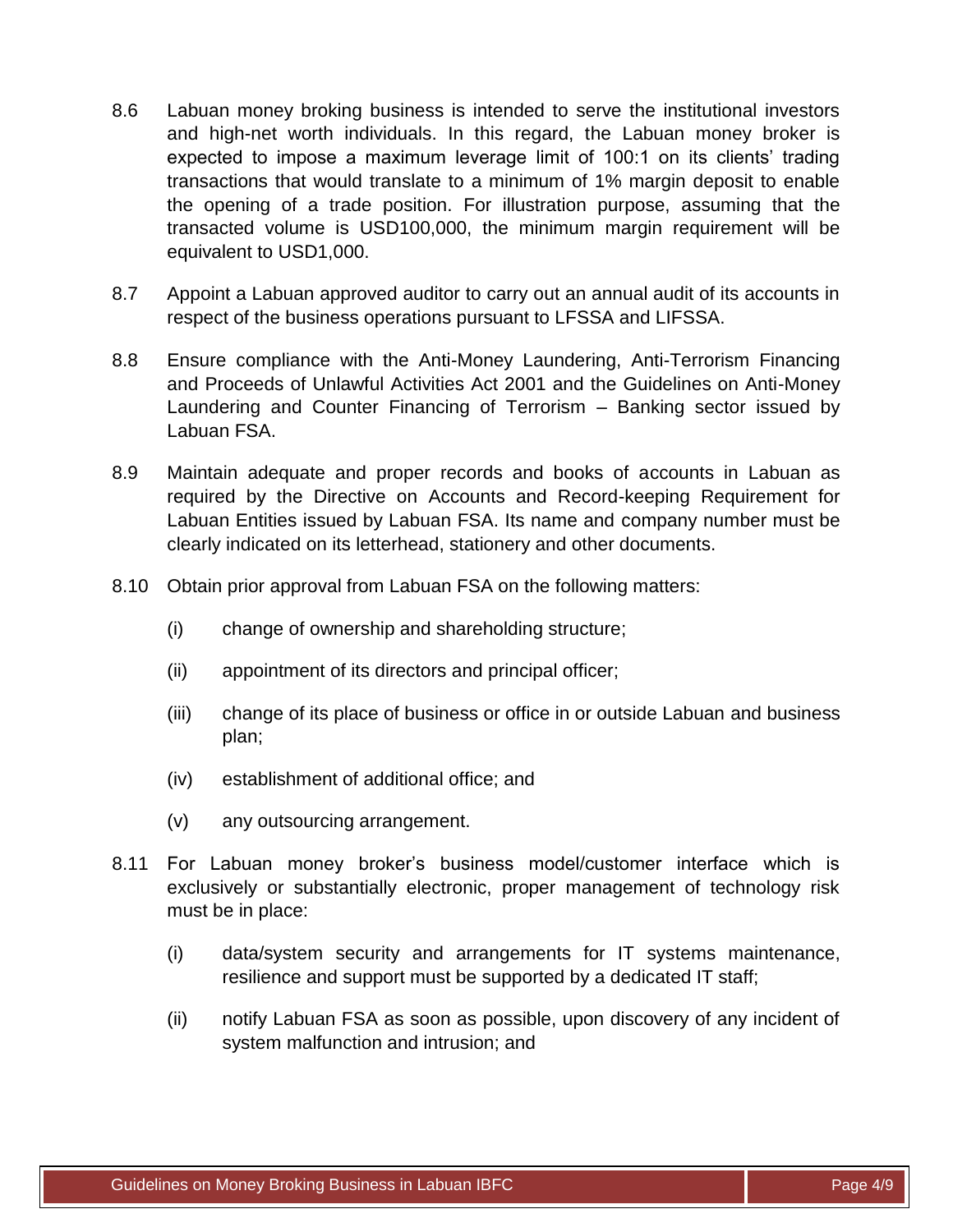8.6 Labuan money broking business is intended to serve the institutional investors and high-net worth individuals. In this regard, the Labuan money broker is expected to impose a maximum leverage limit of 100:1 on its clients' trading transactions that would translate to a minimum of 1% margin deposit to enable the opening of a trade position. For illustration purpose, assuming that the transacted volume is USD100,000, the minimum margin requirement will be equivalent to USD1,000.

8.7 Appoint a Labuan approved auditor to carry out an annual audit of its accounts in respect of the business operations pursuant to LFSSA and LIFSSA.

8.8 Ensure compliance with the Anti-Money Laundering, Anti-Terrorism Financing and Proceeds of Unlawful Activities Act 2001 and the Guidelines on Anti-Money Laundering and Counter Financing of Terrorism – Banking sector issued by Labuan FSA.

8.9 Maintain adequate and proper records and books of accounts in Labuan as required by the Directive on Accounts and Record-keeping Requirement for Labuan Entities issued by Labuan FSA. Its name and company number must be clearly indicated on its letterhead, stationery and other documents.

8.10 Obtain prior approval from Labuan FSA on the following matters:

(i) change of ownership and shareholding structure;

(ii) appointment of its directors and principal officer;

(iii) change of its place of business or office in or outside Labuan and business plan;

(iv) establishment of additional office; and

(v) any outsourcing arrangement.

8.11 For Labuan money broker's business model/customer interface which is exclusively or substantially electronic, proper management of technology risk must be in place:

(i) data/system security and arrangements for IT systems maintenance, resilience and support must be supported by a dedicated IT staff;

(ii) notify Labuan FSA as soon as possible, upon discovery of any incident of system malfunction and intrusion; and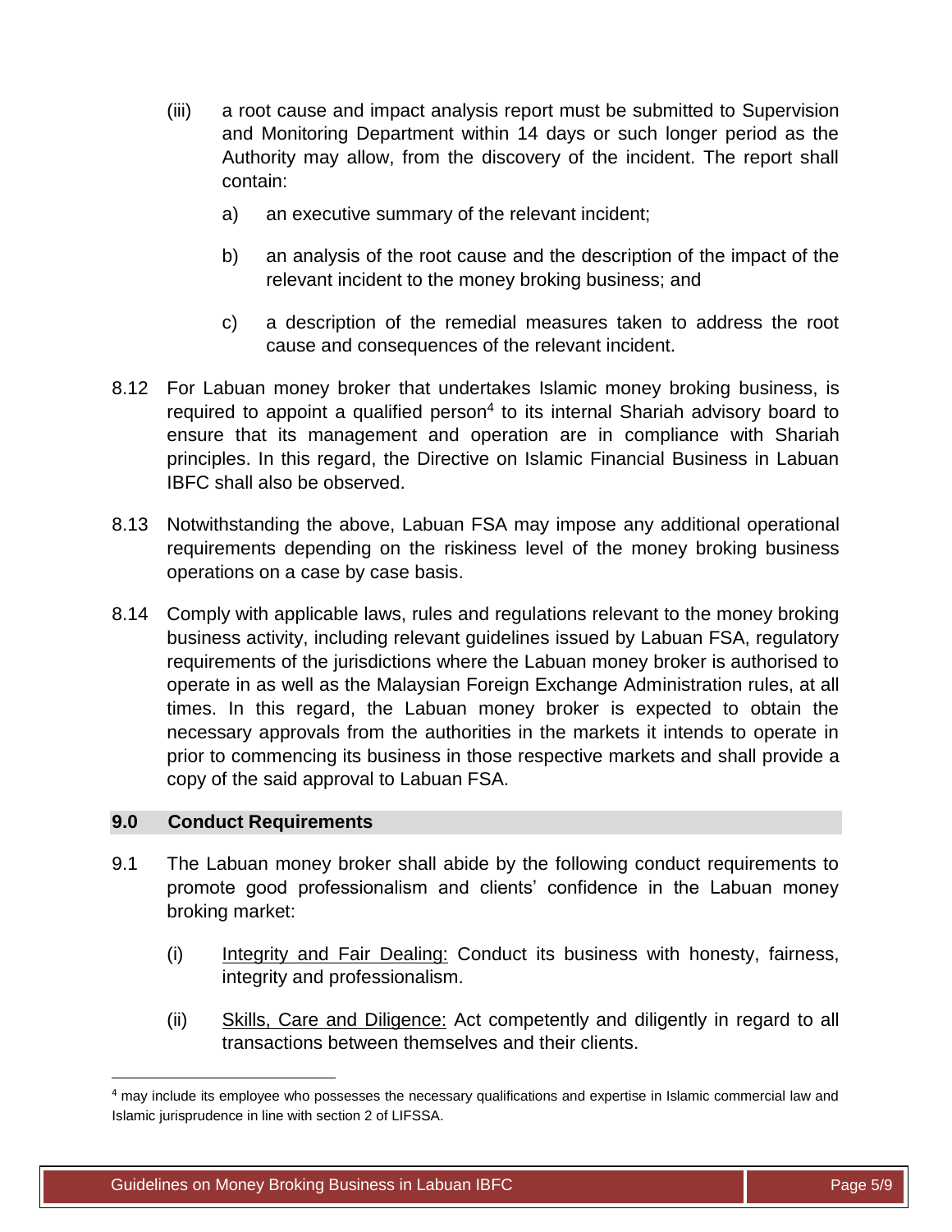(iii) a root cause and impact analysis report must be submitted to Supervision and Monitoring Department within 14 days or such longer period as the Authority may allow, from the discovery of the incident. The report shall contain:

a) an executive summary of the relevant incident;

b) an analysis of the root cause and the description of the impact of the relevant incident to the money broking business; and

c) a description of the remedial measures taken to address the root cause and consequences of the relevant incident.

8.12 For Labuan money broker that undertakes Islamic money broking business, is required to appoint a qualified person[4] to its internal Shariah advisory board to ensure that its management and operation are in compliance with Shariah principles. In this regard, the Directive on Islamic Financial Business in Labuan IBFC shall also be observed.

8.13 Notwithstanding the above, Labuan FSA may impose any additional operational requirements depending on the riskiness level of the money broking business operations on a case by case basis.

8.14 Comply with applicable laws, rules and regulations relevant to the money broking business activity, including relevant guidelines issued by Labuan FSA, regulatory requirements of the jurisdictions where the Labuan money broker is authorised to operate in as well as the Malaysian Foreign Exchange Administration rules, at all times. In this regard, the Labuan money broker is expected to obtain the necessary approvals from the authorities in the markets it intends to operate in prior to commencing its business in those respective markets and shall provide a copy of the said approval to Labuan FSA.

## 9.0 Conduct Requirements

9.1 The Labuan money broker shall abide by the following conduct requirements to promote good professionalism and clients' confidence in the Labuan money broking market:

(i) Integrity and Fair Dealing: Conduct its business with honesty, fairness, integrity and professionalism.

(ii) Skills, Care and Diligence: Act competently and diligently in regard to all transactions between themselves and their clients.

---

[4] may include its employee who possesses the necessary qualifications and expertise in Islamic commercial law and Islamic jurisprudence in line with section 2 of LIFSSA.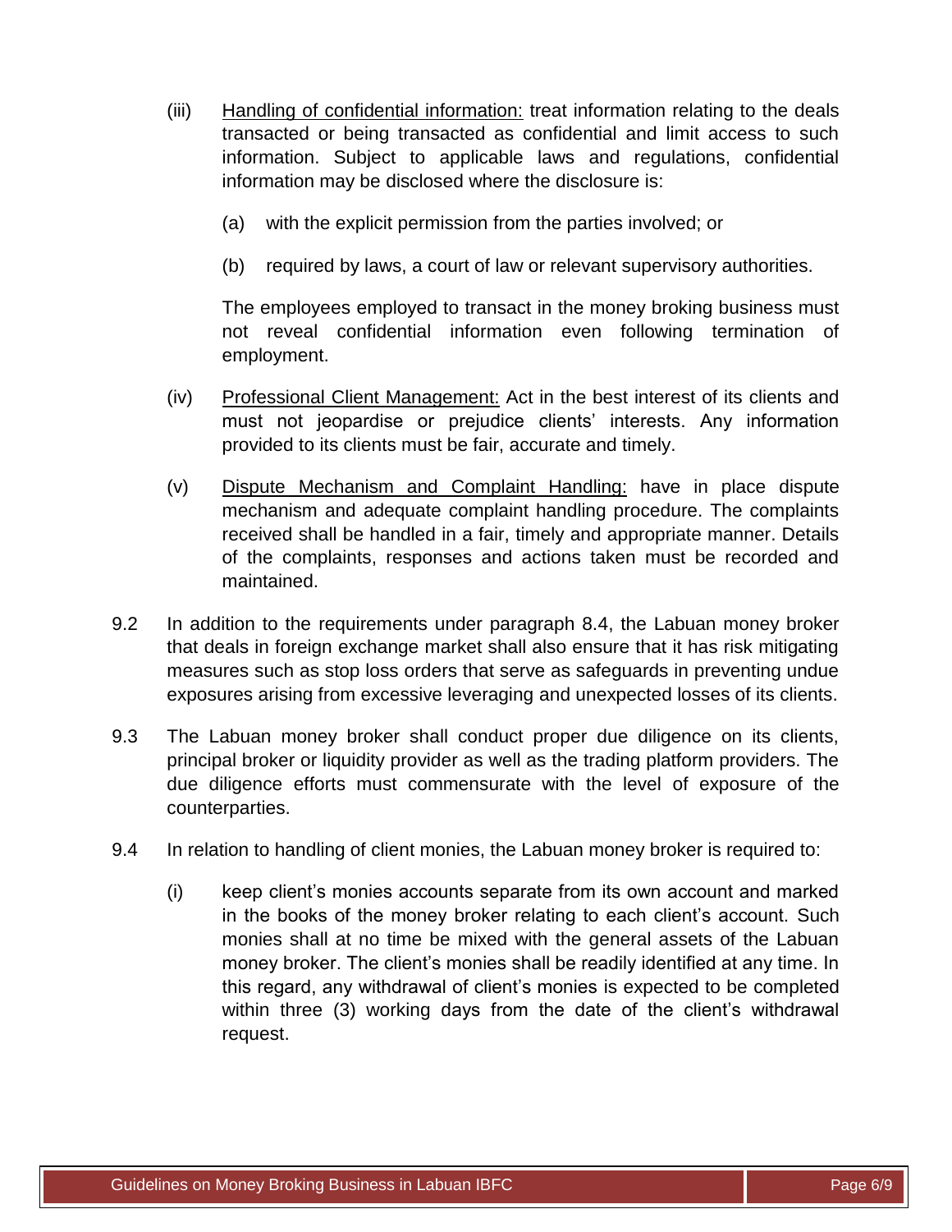(iii) Handling of confidential information: treat information relating to the deals transacted or being transacted as confidential and limit access to such information. Subject to applicable laws and regulations, confidential information may be disclosed where the disclosure is:

(a) with the explicit permission from the parties involved; or

(b) required by laws, a court of law or relevant supervisory authorities.

The employees employed to transact in the money broking business must not reveal confidential information even following termination of employment.

(iv) Professional Client Management: Act in the best interest of its clients and must not jeopardise or prejudice clients' interests. Any information provided to its clients must be fair, accurate and timely.

(v) Dispute Mechanism and Complaint Handling: have in place dispute mechanism and adequate complaint handling procedure. The complaints received shall be handled in a fair, timely and appropriate manner. Details of the complaints, responses and actions taken must be recorded and maintained.

9.2 In addition to the requirements under paragraph 8.4, the Labuan money broker that deals in foreign exchange market shall also ensure that it has risk mitigating measures such as stop loss orders that serve as safeguards in preventing undue exposures arising from excessive leveraging and unexpected losses of its clients.

9.3 The Labuan money broker shall conduct proper due diligence on its clients, principal broker or liquidity provider as well as the trading platform providers. The due diligence efforts must commensurate with the level of exposure of the counterparties.

9.4 In relation to handling of client monies, the Labuan money broker is required to:

(i) keep client's monies accounts separate from its own account and marked in the books of the money broker relating to each client's account. Such monies shall at no time be mixed with the general assets of the Labuan money broker. The client's monies shall be readily identified at any time. In this regard, any withdrawal of client's monies is expected to be completed within three (3) working days from the date of the client's withdrawal request.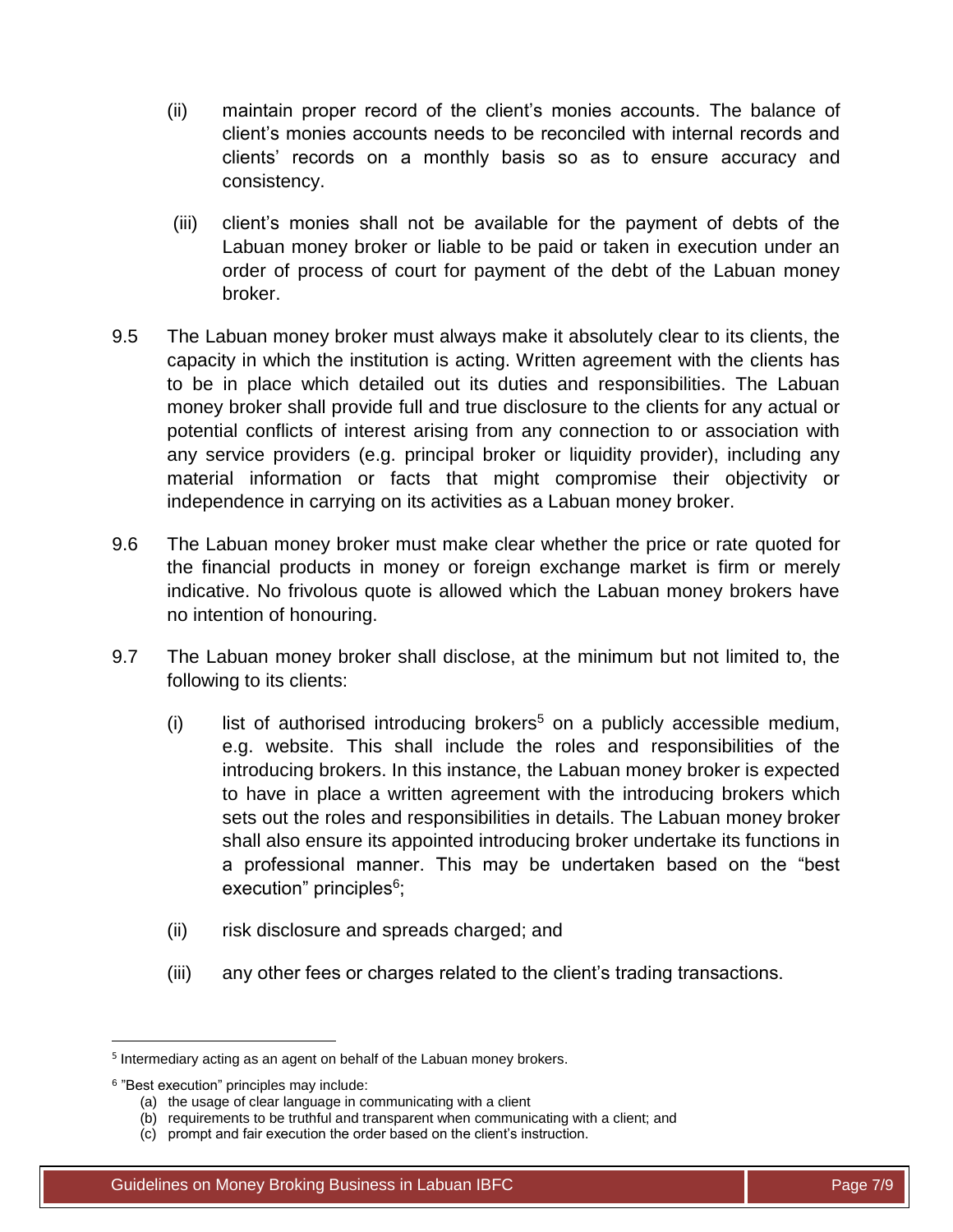(ii) maintain proper record of the client's monies accounts. The balance of client's monies accounts needs to be reconciled with internal records and clients' records on a monthly basis so as to ensure accuracy and consistency.

(iii) client's monies shall not be available for the payment of debts of the Labuan money broker or liable to be paid or taken in execution under an order of process of court for payment of the debt of the Labuan money broker.

9.5 The Labuan money broker must always make it absolutely clear to its clients, the capacity in which the institution is acting. Written agreement with the clients has to be in place which detailed out its duties and responsibilities. The Labuan money broker shall provide full and true disclosure to the clients for any actual or potential conflicts of interest arising from any connection to or association with any service providers (e.g. principal broker or liquidity provider), including any material information or facts that might compromise their objectivity or independence in carrying on its activities as a Labuan money broker.

9.6 The Labuan money broker must make clear whether the price or rate quoted for the financial products in money or foreign exchange market is firm or merely indicative. No frivolous quote is allowed which the Labuan money brokers have no intention of honouring.

9.7 The Labuan money broker shall disclose, at the minimum but not limited to, the following to its clients:

(i) list of authorised introducing brokers[5] on a publicly accessible medium, e.g. website. This shall include the roles and responsibilities of the introducing brokers. In this instance, the Labuan money broker is expected to have in place a written agreement with the introducing brokers which sets out the roles and responsibilities in details. The Labuan money broker shall also ensure its appointed introducing broker undertake its functions in a professional manner. This may be undertaken based on the "best execution" principles[6];

(ii) risk disclosure and spreads charged; and

(iii) any other fees or charges related to the client's trading transactions.

---

[5] Intermediary acting as an agent on behalf of the Labuan money brokers.

[6] "Best execution" principles may include:

(a) the usage of clear language in communicating with a client

(b) requirements to be truthful and transparent when communicating with a client; and

(c) prompt and fair execution the order based on the client's instruction.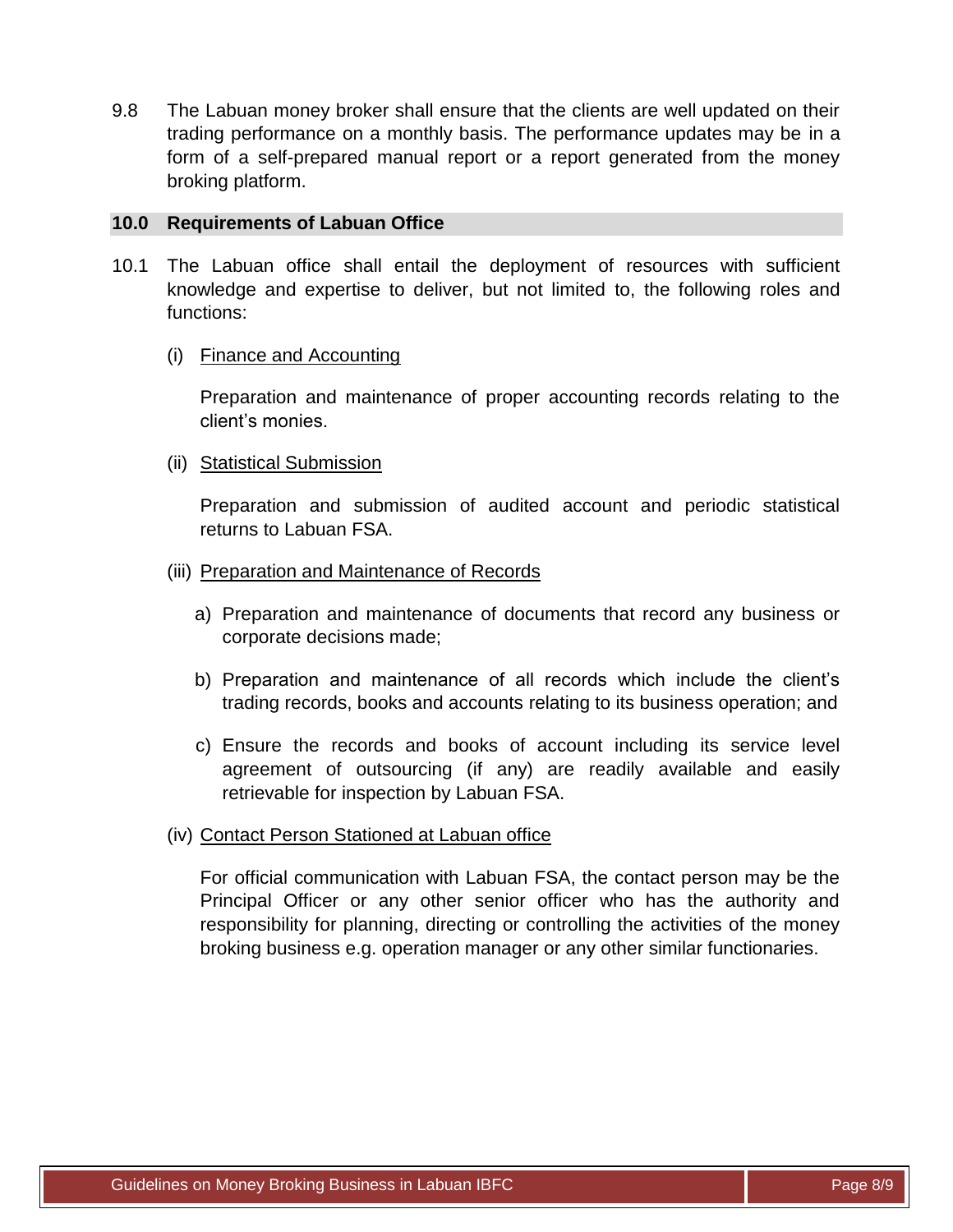9.8 The Labuan money broker shall ensure that the clients are well updated on their trading performance on a monthly basis. The performance updates may be in a form of a self-prepared manual report or a report generated from the money broking platform.

## 10.0 Requirements of Labuan Office

10.1 The Labuan office shall entail the deployment of resources with sufficient knowledge and expertise to deliver, but not limited to, the following roles and functions:

(i) <u>Finance and Accounting</u>

Preparation and maintenance of proper accounting records relating to the client's monies.

(ii) <u>Statistical Submission</u>

Preparation and submission of audited account and periodic statistical returns to Labuan FSA.

(iii) <u>Preparation and Maintenance of Records</u>

a) Preparation and maintenance of documents that record any business or corporate decisions made;

b) Preparation and maintenance of all records which include the client's trading records, books and accounts relating to its business operation; and

c) Ensure the records and books of account including its service level agreement of outsourcing (if any) are readily available and easily retrievable for inspection by Labuan FSA.

(iv) <u>Contact Person Stationed at Labuan office</u>

For official communication with Labuan FSA, the contact person may be the Principal Officer or any other senior officer who has the authority and responsibility for planning, directing or controlling the activities of the money broking business e.g. operation manager or any other similar functionaries.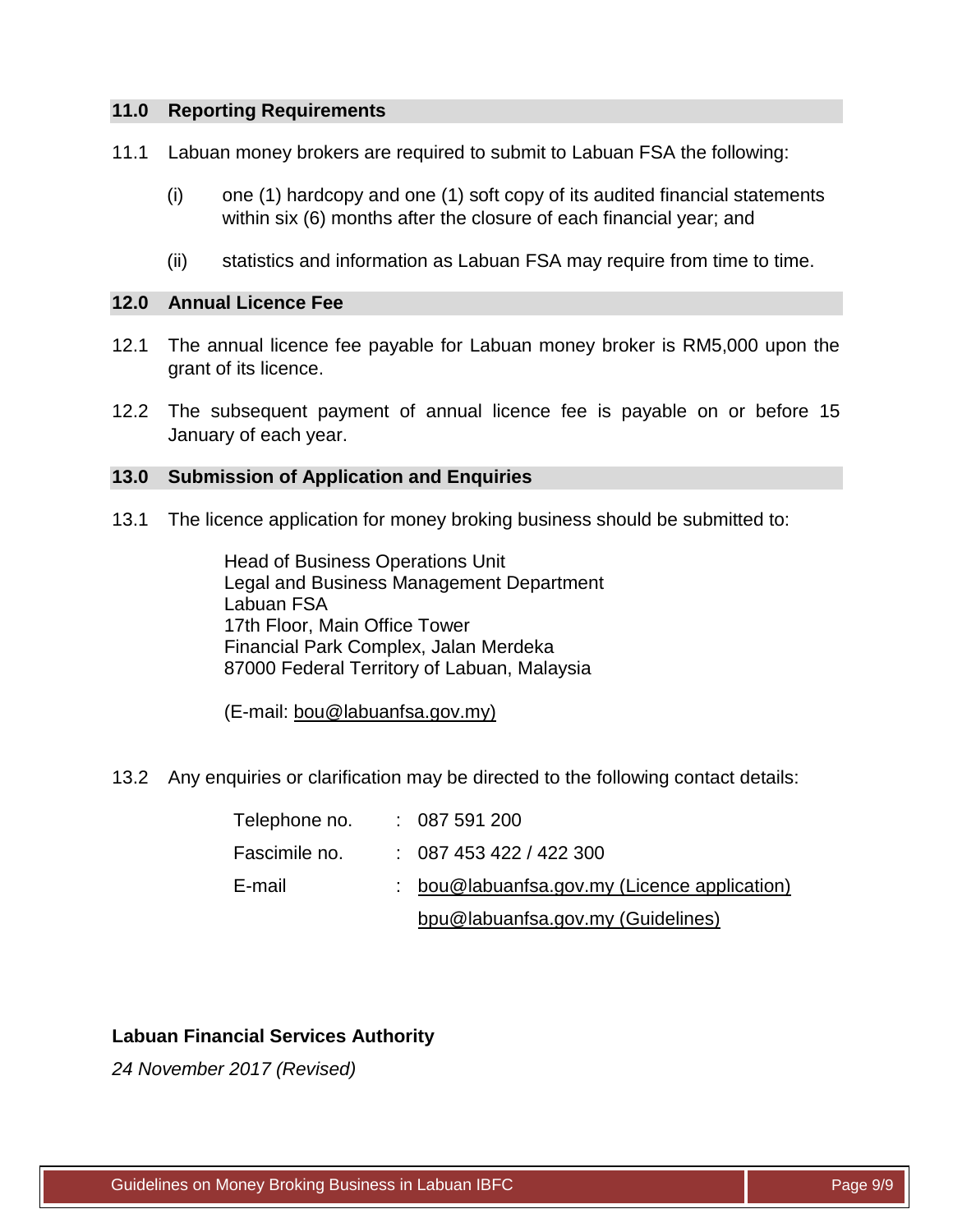## 11.0 Reporting Requirements

11.1 Labuan money brokers are required to submit to Labuan FSA the following:

(i) one (1) hardcopy and one (1) soft copy of its audited financial statements within six (6) months after the closure of each financial year; and

(ii) statistics and information as Labuan FSA may require from time to time.

## 12.0 Annual Licence Fee

12.1 The annual licence fee payable for Labuan money broker is RM5,000 upon the grant of its licence.

12.2 The subsequent payment of annual licence fee is payable on or before 15 January of each year.

## 13.0 Submission of Application and Enquiries

13.1 The licence application for money broking business should be submitted to:

Head of Business Operations Unit
Legal and Business Management Department
Labuan FSA
17th Floor, Main Office Tower
Financial Park Complex, Jalan Merdeka
87000 Federal Territory of Labuan, Malaysia

(E-mail: bou@labuanfsa.gov.my)

13.2 Any enquiries or clarification may be directed to the following contact details:

| | | |
|---|---|---|
| Telephone no. | : | 087 591 200 |
| Fascimile no. | : | 087 453 422 / 422 300 |
| E-mail | : | bou@labuanfsa.gov.my (Licence application) |
| | | bpu@labuanfsa.gov.my (Guidelines) |

**Labuan Financial Services Authority**

*24 November 2017 (Revised)*